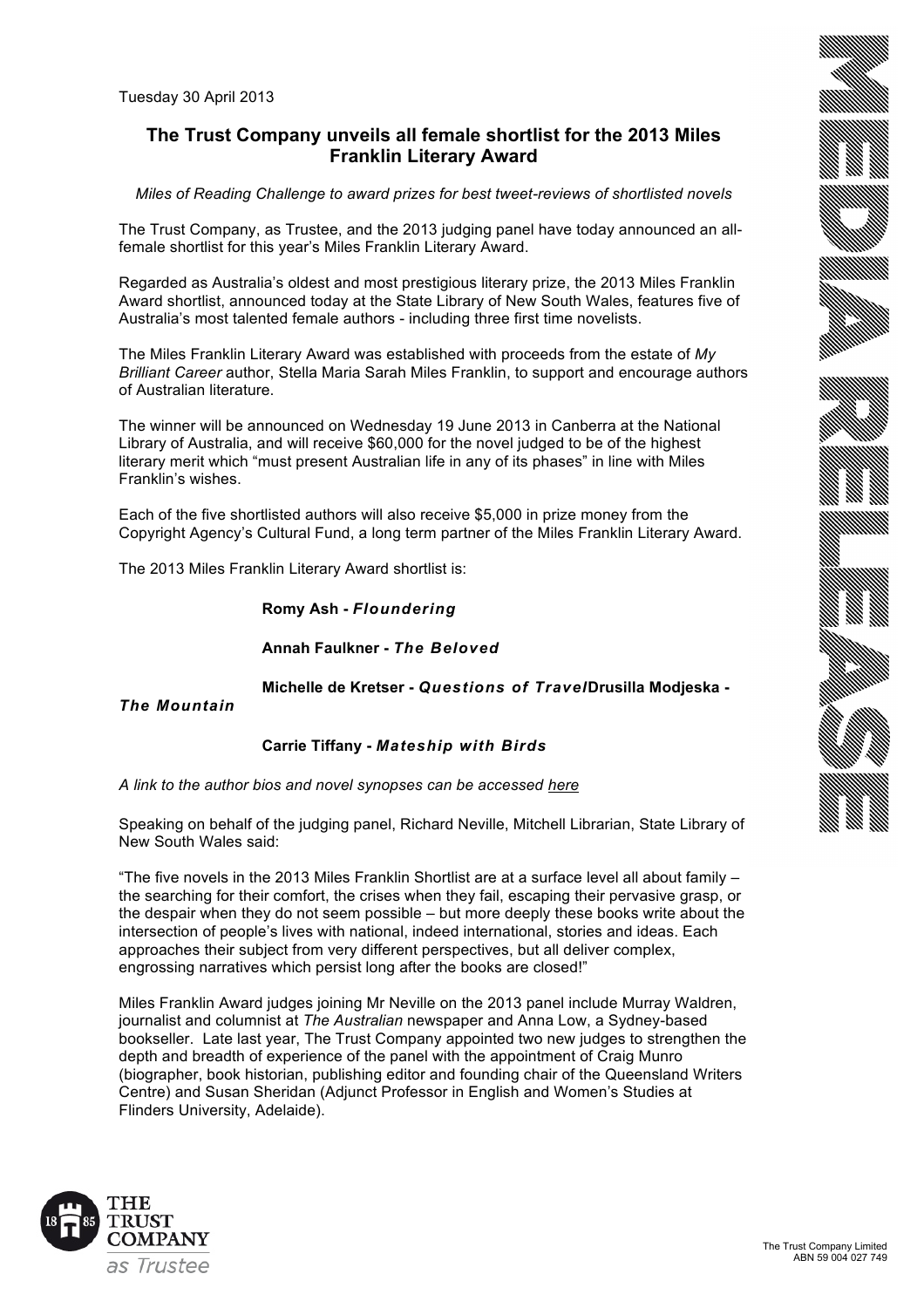Tuesday 30 April 2013

## The Trust Company unveils all female shortlist for the 2013 Miles Franklin Literary Award

*Miles of Reading Challenge to award prizes for best tweet-reviews of shortlisted novels*

The Trust Company, as Trustee, and the 2013 judging panel have today announced an all-female shortlist for this year's Miles Franklin Literary Award.

Regarded as Australia's oldest and most prestigious literary prize, the 2013 Miles Franklin Award shortlist, announced today at the State Library of New South Wales, features five of Australia's most talented female authors - including three first time novelists.

The Miles Franklin Literary Award was established with proceeds from the estate of *My Brilliant Career* author, Stella Maria Sarah Miles Franklin, to support and encourage authors of Australian literature.

The winner will be announced on Wednesday 19 June 2013 in Canberra at the National Library of Australia, and will receive $60,000 for the novel judged to be of the highest literary merit which "must present Australian life in any of its phases" in line with Miles Franklin's wishes.

Each of the five shortlisted authors will also receive $5,000 in prize money from the Copyright Agency's Cultural Fund, a long term partner of the Miles Franklin Literary Award.

The 2013 Miles Franklin Literary Award shortlist is:

**Romy Ash -** ***Floundering***

**Annah Faulkner -** ***The Beloved***

**Michelle de Kretser -** ***Questions of Travel*** **Drusilla Modjeska -** ***The Mountain***

**Carrie Tiffany -** ***Mateship with Birds***

*A link to the author bios and novel synopses can be accessed here*

Speaking on behalf of the judging panel, Richard Neville, Mitchell Librarian, State Library of New South Wales said:

"The five novels in the 2013 Miles Franklin Shortlist are at a surface level all about family – the searching for their comfort, the crises when they fail, escaping their pervasive grasp, or the despair when they do not seem possible – but more deeply these books write about the intersection of people's lives with national, indeed international, stories and ideas. Each approaches their subject from very different perspectives, but all deliver complex, engrossing narratives which persist long after the books are closed!"

Miles Franklin Award judges joining Mr Neville on the 2013 panel include Murray Waldren, journalist and columnist at *The Australian* newspaper and Anna Low, a Sydney-based bookseller. Late last year, The Trust Company appointed two new judges to strengthen the depth and breadth of experience of the panel with the appointment of Craig Munro (biographer, book historian, publishing editor and founding chair of the Queensland Writers Centre) and Susan Sheridan (Adjunct Professor in English and Women's Studies at Flinders University, Adelaide).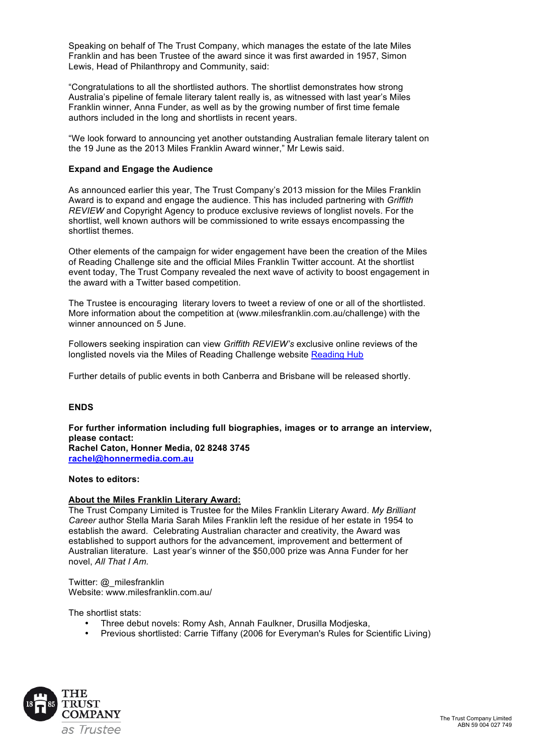Speaking on behalf of The Trust Company, which manages the estate of the late Miles Franklin and has been Trustee of the award since it was first awarded in 1957, Simon Lewis, Head of Philanthropy and Community, said:

"Congratulations to all the shortlisted authors. The shortlist demonstrates how strong Australia's pipeline of female literary talent really is, as witnessed with last year's Miles Franklin winner, Anna Funder, as well as by the growing number of first time female authors included in the long and shortlists in recent years.

"We look forward to announcing yet another outstanding Australian female literary talent on the 19 June as the 2013 Miles Franklin Award winner," Mr Lewis said.

**Expand and Engage the Audience**

As announced earlier this year, The Trust Company's 2013 mission for the Miles Franklin Award is to expand and engage the audience. This has included partnering with *Griffith REVIEW* and Copyright Agency to produce exclusive reviews of longlist novels. For the shortlist, well known authors will be commissioned to write essays encompassing the shortlist themes.

Other elements of the campaign for wider engagement have been the creation of the Miles of Reading Challenge site and the official Miles Franklin Twitter account. At the shortlist event today, The Trust Company revealed the next wave of activity to boost engagement in the award with a Twitter based competition.

The Trustee is encouraging literary lovers to tweet a review of one or all of the shortlisted. More information about the competition at (www.milesfranklin.com.au/challenge) with the winner announced on 5 June.

Followers seeking inspiration can view *Griffith REVIEW's* exclusive online reviews of the longlisted novels via the Miles of Reading Challenge website [Reading Hub]

Further details of public events in both Canberra and Brisbane will be released shortly.

**ENDS**

**For further information including full biographies, images or to arrange an interview, please contact:**
**Rachel Caton, Honner Media, 02 8248 3745**
**rachel@honnermedia.com.au**

**Notes to editors:**

**About the Miles Franklin Literary Award:**
The Trust Company Limited is Trustee for the Miles Franklin Literary Award. *My Brilliant Career* author Stella Maria Sarah Miles Franklin left the residue of her estate in 1954 to establish the award. Celebrating Australian character and creativity, the Award was established to support authors for the advancement, improvement and betterment of Australian literature. Last year's winner of the $50,000 prize was Anna Funder for her novel, *All That I Am.*

Twitter: @_milesfranklin
Website: www.milesfranklin.com.au/

The shortlist stats:

- Three debut novels: Romy Ash, Annah Faulkner, Drusilla Modjeska,
- Previous shortlisted: Carrie Tiffany (2006 for Everyman's Rules for Scientific Living)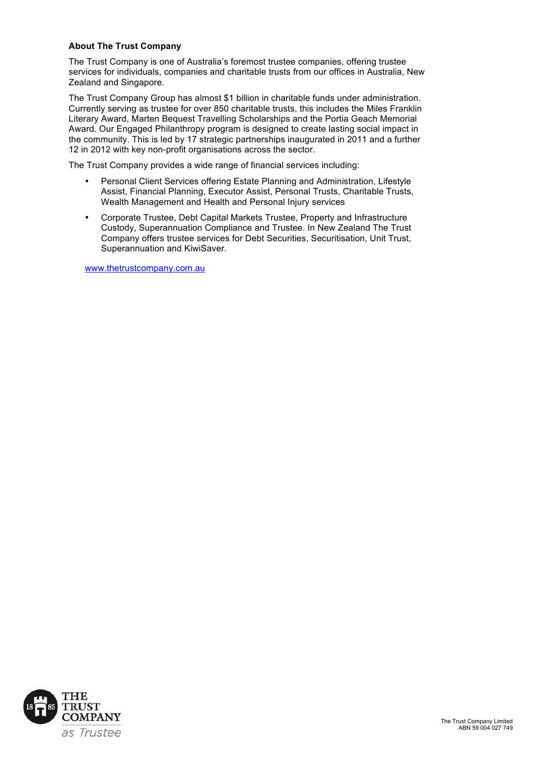**About The Trust Company**

The Trust Company is one of Australia's foremost trustee companies, offering trustee services for individuals, companies and charitable trusts from our offices in Australia, New Zealand and Singapore.

The Trust Company Group has almost $1 billion in charitable funds under administration. Currently serving as trustee for over 850 charitable trusts, this includes the Miles Franklin Literary Award, Marten Bequest Travelling Scholarships and the Portia Geach Memorial Award. Our Engaged Philanthropy program is designed to create lasting social impact in the community. This is led by 17 strategic partnerships inaugurated in 2011 and a further 12 in 2012 with key non-profit organisations across the sector.

The Trust Company provides a wide range of financial services including:

- Personal Client Services offering Estate Planning and Administration, Lifestyle Assist, Financial Planning, Executor Assist, Personal Trusts, Charitable Trusts, Wealth Management and Health and Personal Injury services
- Corporate Trustee, Debt Capital Markets Trustee, Property and Infrastructure Custody, Superannuation Compliance and Trustee. In New Zealand The Trust Company offers trustee services for Debt Securities, Securitisation, Unit Trust, Superannuation and KiwiSaver.

www.thetrustcompany.com.au

THE TRUST COMPANY
*as Trustee*

The Trust Company Limited
ABN 59 004 027 749